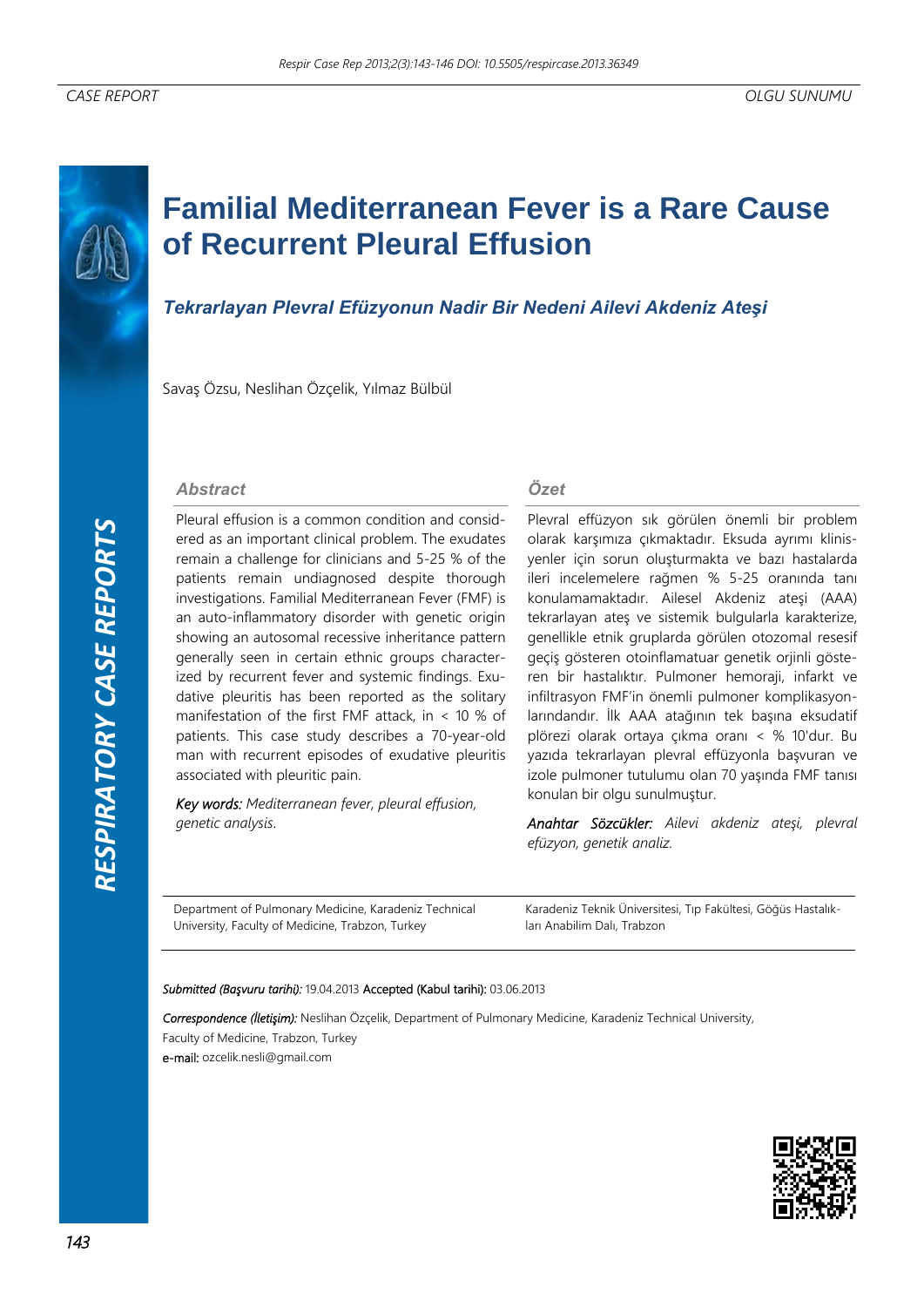CASE REPORT | OLGU SUNUMU

# Familial Mediterranean Fever is a Rare Cause of Recurrent Pleural Effusion

## *Tekrarlayan Plevral Efüzyonun Nadir Bir Nedeni Ailevi Akdeniz Ateşi*

Savaş Özsu, Neslihan Özçelik, Yılmaz Bülbül

### Abstract

Pleural effusion is a common condition and considered as an important clinical problem. The exudates remain a challenge for clinicians and 5-25 % of the patients remain undiagnosed despite thorough investigations. Familial Mediterranean Fever (FMF) is an auto-inflammatory disorder with genetic origin showing an autosomal recessive inheritance pattern generally seen in certain ethnic groups characterized by recurrent fever and systemic findings. Exudative pleuritis has been reported as the solitary manifestation of the first FMF attack, in < 10 % of patients. This case study describes a 70-year-old man with recurrent episodes of exudative pleuritis associated with pleuritic pain.

*Key words:* *Mediterranean fever, pleural effusion, genetic analysis.*

### Özet

Plevral effüzyon sık görülen önemli bir problem olarak karşımıza çıkmaktadır. Eksuda ayrımı klinisyenler için sorun oluşturmakta ve bazı hastalarda ileri incelemelere rağmen % 5-25 oranında tanı konulamamaktadır. Ailesel Akdeniz ateşi (AAA) tekrarlayan ateş ve sistemik bulgularla karakterize, genellikle etnik gruplarda görülen otozomal resesif geçiş gösteren otoinflamatuar genetik orjinli gösteren bir hastalıktır. Pulmoner hemoraji, infarkt ve infiltrasyon FMF'in önemli pulmoner komplikasyonlarındandır. İlk AAA atağının tek başına eksudatif plörezi olarak ortaya çıkma oranı < % 10'dur. Bu yazıda tekrarlayan plevral effüzyonla başvuran ve izole pulmoner tutulumu olan 70 yaşında FMF tanısı konulan bir olgu sunulmuştur.

*Anahtar Sözcükler:* *Ailevi akdeniz ateşi, plevral efüzyon, genetik analiz.*

Department of Pulmonary Medicine, Karadeniz Technical University, Faculty of Medicine, Trabzon, Turkey

Karadeniz Teknik Üniversitesi, Tıp Fakültesi, Göğüs Hastalıkları Anabilim Dalı, Trabzon

*Submitted (Başvuru tarihi):* 19.04.2013 Accepted (Kabul tarihi): 03.06.2013

*Correspondence (İletişim):* Neslihan Özçelik, Department of Pulmonary Medicine, Karadeniz Technical University, Faculty of Medicine, Trabzon, Turkey

e-mail: ozcelik.nesli@gmail.com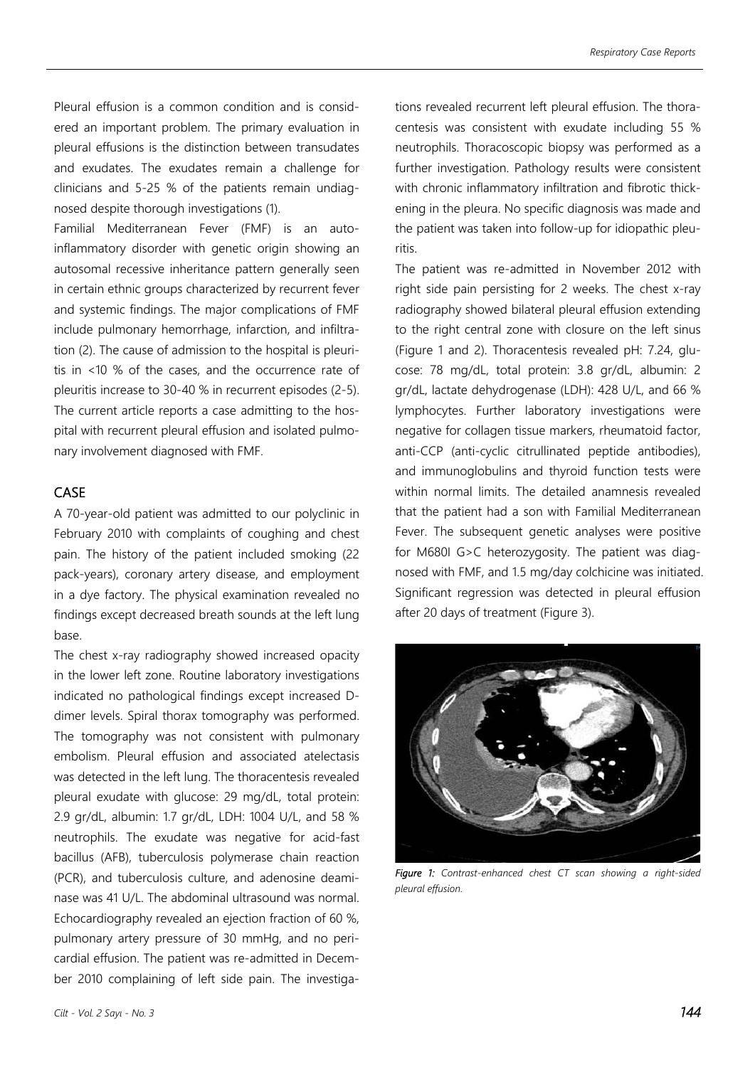Pleural effusion is a common condition and is considered an important problem. The primary evaluation in pleural effusions is the distinction between transudates and exudates. The exudates remain a challenge for clinicians and 5-25 % of the patients remain undiagnosed despite thorough investigations (1).

Familial Mediterranean Fever (FMF) is an autoinflammatory disorder with genetic origin showing an autosomal recessive inheritance pattern generally seen in certain ethnic groups characterized by recurrent fever and systemic findings. The major complications of FMF include pulmonary hemorrhage, infarction, and infiltration (2). The cause of admission to the hospital is pleuritis in <10 % of the cases, and the occurrence rate of pleuritis increase to 30-40 % in recurrent episodes (2-5). The current article reports a case admitting to the hospital with recurrent pleural effusion and isolated pulmonary involvement diagnosed with FMF.

## CASE

A 70-year-old patient was admitted to our polyclinic in February 2010 with complaints of coughing and chest pain. The history of the patient included smoking (22 pack-years), coronary artery disease, and employment in a dye factory. The physical examination revealed no findings except decreased breath sounds at the left lung base.

The chest x-ray radiography showed increased opacity in the lower left zone. Routine laboratory investigations indicated no pathological findings except increased D-dimer levels. Spiral thorax tomography was performed. The tomography was not consistent with pulmonary embolism. Pleural effusion and associated atelectasis was detected in the left lung. The thoracentesis revealed pleural exudate with glucose: 29 mg/dL, total protein: 2.9 gr/dL, albumin: 1.7 gr/dL, LDH: 1004 U/L, and 58 % neutrophils. The exudate was negative for acid-fast bacillus (AFB), tuberculosis polymerase chain reaction (PCR), and tuberculosis culture, and adenosine deaminase was 41 U/L. The abdominal ultrasound was normal. Echocardiography revealed an ejection fraction of 60 %, pulmonary artery pressure of 30 mmHg, and no pericardial effusion. The patient was re-admitted in December 2010 complaining of left side pain. The investigations revealed recurrent left pleural effusion. The thoracentesis was consistent with exudate including 55 % neutrophils. Thoracoscopic biopsy was performed as a further investigation. Pathology results were consistent with chronic inflammatory infiltration and fibrotic thickening in the pleura. No specific diagnosis was made and the patient was taken into follow-up for idiopathic pleuritis.

The patient was re-admitted in November 2012 with right side pain persisting for 2 weeks. The chest x-ray radiography showed bilateral pleural effusion extending to the right central zone with closure on the left sinus (Figure 1 and 2). Thoracentesis revealed pH: 7.24, glucose: 78 mg/dL, total protein: 3.8 gr/dL, albumin: 2 gr/dL, lactate dehydrogenase (LDH): 428 U/L, and 66 % lymphocytes. Further laboratory investigations were negative for collagen tissue markers, rheumatoid factor, anti-CCP (anti-cyclic citrullinated peptide antibodies), and immunoglobulins and thyroid function tests were within normal limits. The detailed anamnesis revealed that the patient had a son with Familial Mediterranean Fever. The subsequent genetic analyses were positive for M680I G>C heterozygosity. The patient was diagnosed with FMF, and 1.5 mg/day colchicine was initiated. Significant regression was detected in pleural effusion after 20 days of treatment (Figure 3).

*Figure 1: Contrast-enhanced chest CT scan showing a right-sided pleural effusion.*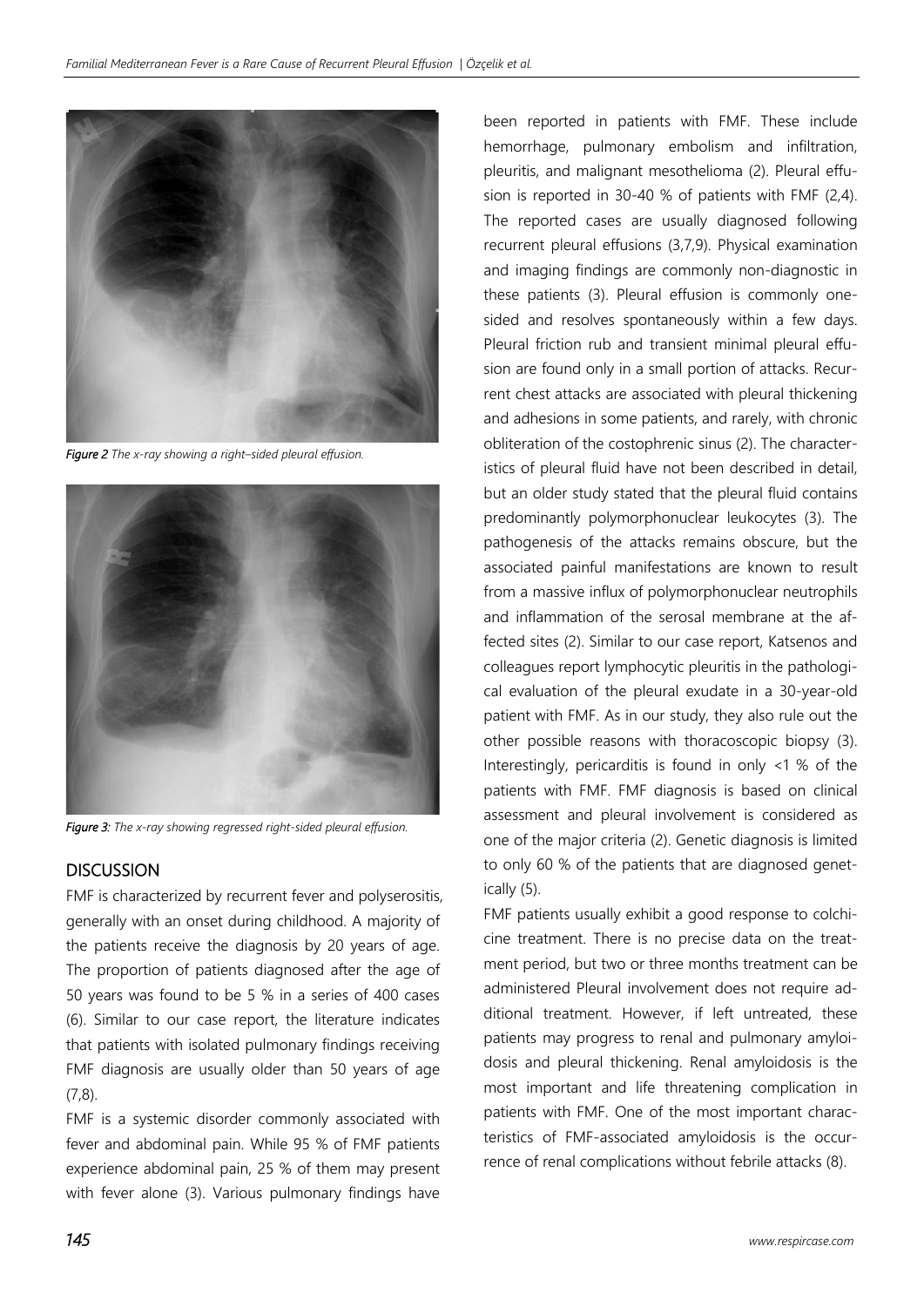*Figure 2* The x-ray showing a right–sided pleural effusion.

*Figure 3:* The x-ray showing regressed right-sided pleural effusion.

## DISCUSSION

FMF is characterized by recurrent fever and polyserositis, generally with an onset during childhood. A majority of the patients receive the diagnosis by 20 years of age. The proportion of patients diagnosed after the age of 50 years was found to be 5 % in a series of 400 cases (6). Similar to our case report, the literature indicates that patients with isolated pulmonary findings receiving FMF diagnosis are usually older than 50 years of age (7,8).

FMF is a systemic disorder commonly associated with fever and abdominal pain. While 95 % of FMF patients experience abdominal pain, 25 % of them may present with fever alone (3). Various pulmonary findings have been reported in patients with FMF. These include hemorrhage, pulmonary embolism and infiltration, pleuritis, and malignant mesothelioma (2). Pleural effusion is reported in 30-40 % of patients with FMF (2,4). The reported cases are usually diagnosed following recurrent pleural effusions (3,7,9). Physical examination and imaging findings are commonly non-diagnostic in these patients (3). Pleural effusion is commonly one-sided and resolves spontaneously within a few days. Pleural friction rub and transient minimal pleural effusion are found only in a small portion of attacks. Recurrent chest attacks are associated with pleural thickening and adhesions in some patients, and rarely, with chronic obliteration of the costophrenic sinus (2). The characteristics of pleural fluid have not been described in detail, but an older study stated that the pleural fluid contains predominantly polymorphonuclear leukocytes (3). The pathogenesis of the attacks remains obscure, but the associated painful manifestations are known to result from a massive influx of polymorphonuclear neutrophils and inflammation of the serosal membrane at the affected sites (2). Similar to our case report, Katsenos and colleagues report lymphocytic pleuritis in the pathological evaluation of the pleural exudate in a 30-year-old patient with FMF. As in our study, they also rule out the other possible reasons with thoracoscopic biopsy (3). Interestingly, pericarditis is found in only <1 % of the patients with FMF. FMF diagnosis is based on clinical assessment and pleural involvement is considered as one of the major criteria (2). Genetic diagnosis is limited to only 60 % of the patients that are diagnosed genetically (5).

FMF patients usually exhibit a good response to colchicine treatment. There is no precise data on the treatment period, but two or three months treatment can be administered Pleural involvement does not require additional treatment. However, if left untreated, these patients may progress to renal and pulmonary amyloidosis and pleural thickening. Renal amyloidosis is the most important and life threatening complication in patients with FMF. One of the most important characteristics of FMF-associated amyloidosis is the occurrence of renal complications without febrile attacks (8).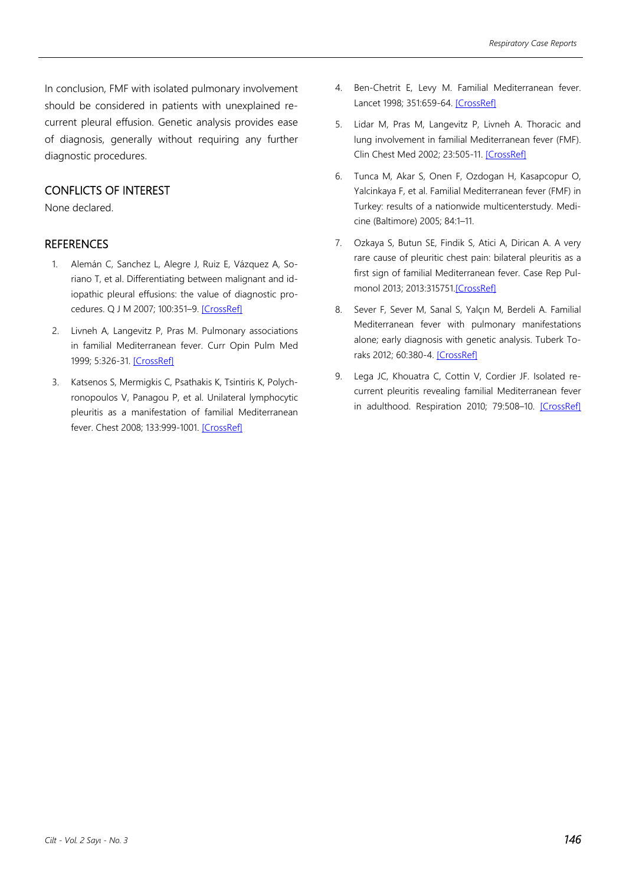In conclusion, FMF with isolated pulmonary involvement should be considered in patients with unexplained recurrent pleural effusion. Genetic analysis provides ease of diagnosis, generally without requiring any further diagnostic procedures.

## CONFLICTS OF INTEREST

None declared.

## REFERENCES

1. Alemán C, Sanchez L, Alegre J, Ruiz E, Vázquez A, Soriano T, et al. Differentiating between malignant and idiopathic pleural effusions: the value of diagnostic procedures. Q J M 2007; 100:351–9. [CrossRef]
2. Livneh A, Langevitz P, Pras M. Pulmonary associations in familial Mediterranean fever. Curr Opin Pulm Med 1999; 5:326-31. [CrossRef]
3. Katsenos S, Mermigkis C, Psathakis K, Tsintiris K, Polychronopoulos V, Panagou P, et al. Unilateral lymphocytic pleuritis as a manifestation of familial Mediterranean fever. Chest 2008; 133:999-1001. [CrossRef]
4. Ben-Chetrit E, Levy M. Familial Mediterranean fever. Lancet 1998; 351:659-64. [CrossRef]
5. Lidar M, Pras M, Langevitz P, Livneh A. Thoracic and lung involvement in familial Mediterranean fever (FMF). Clin Chest Med 2002; 23:505-11. [CrossRef]
6. Tunca M, Akar S, Onen F, Ozdogan H, Kasapcopur O, Yalcinkaya F, et al. Familial Mediterranean fever (FMF) in Turkey: results of a nationwide multicenterstudy. Medicine (Baltimore) 2005; 84:1–11.
7. Ozkaya S, Butun SE, Findik S, Atici A, Dirican A. A very rare cause of pleuritic chest pain: bilateral pleuritis as a first sign of familial Mediterranean fever. Case Rep Pulmonol 2013; 2013:315751.[CrossRef]
8. Sever F, Sever M, Sanal S, Yalçın M, Berdeli A. Familial Mediterranean fever with pulmonary manifestations alone; early diagnosis with genetic analysis. Tuberk Toraks 2012; 60:380-4. [CrossRef]
9. Lega JC, Khouatra C, Cottin V, Cordier JF. Isolated recurrent pleuritis revealing familial Mediterranean fever in adulthood. Respiration 2010; 79:508–10. [CrossRef]